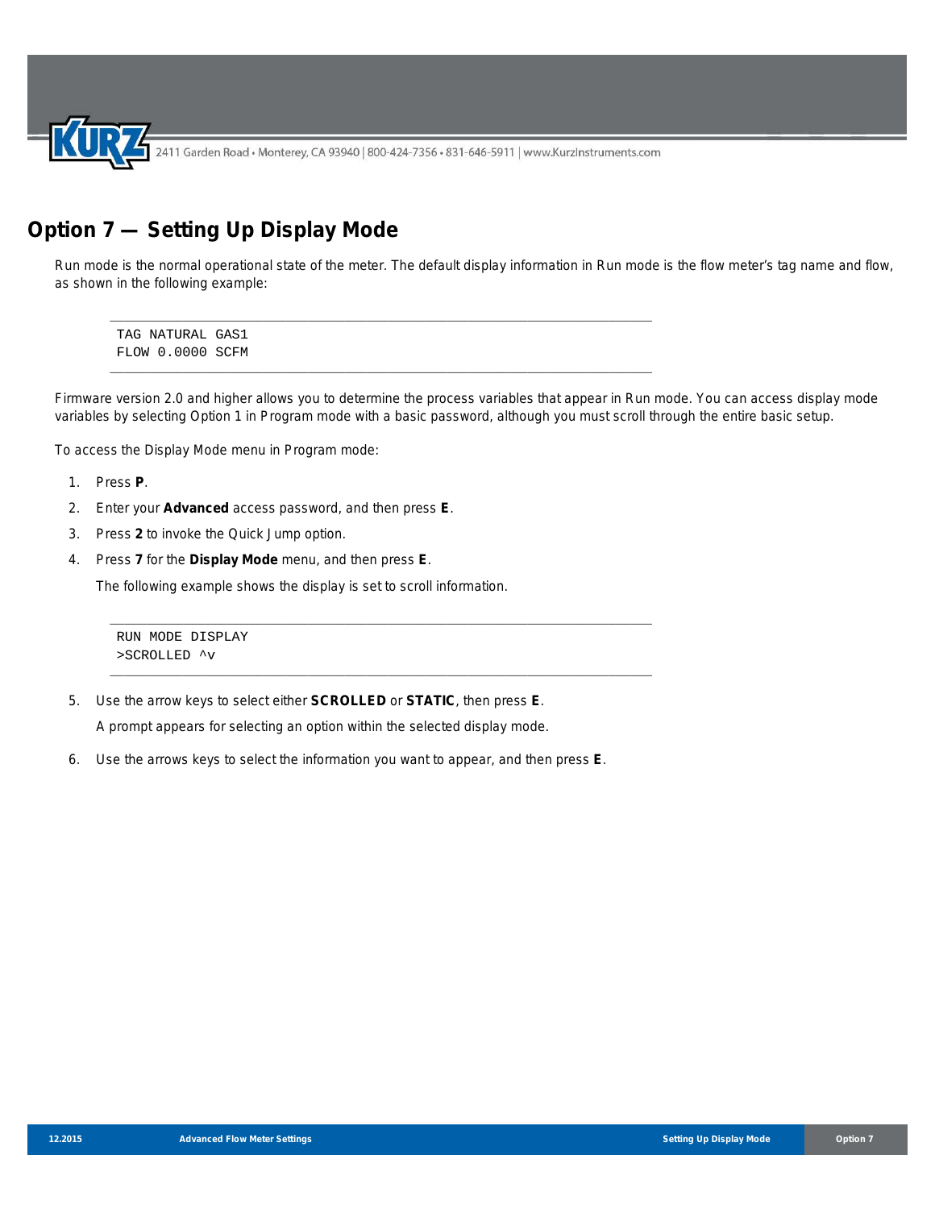# Option 7 — Setting Up Display Mode

Run mode is the normal operational state of the meter. The default display information in Run mode is the flow meter's tag name and flow, as shown in the following example:

```
TAG NATURAL GAS1
FLOW 0.0000 SCFM
```

Firmware version 2.0 and higher allows you to determine the process variables that appear in Run mode. You can access display mode variables by selecting Option 1 in Program mode with a basic password, although you must scroll through the entire basic setup.

To access the Display Mode menu in Program mode:

1. Press **P**.
2. Enter your **Advanced** access password, and then press **E**.
3. Press **2** to invoke the Quick Jump option.
4. Press **7** for the **Display Mode** menu, and then press **E**.

   The following example shows the display is set to scroll information.

   ```
   RUN MODE DISPLAY
   >SCROLLED ^v
   ```

5. Use the arrow keys to select either **SCROLLED** or **STATIC**, then press **E**.

   A prompt appears for selecting an option within the selected display mode.

6. Use the arrows keys to select the information you want to appear, and then press **E**.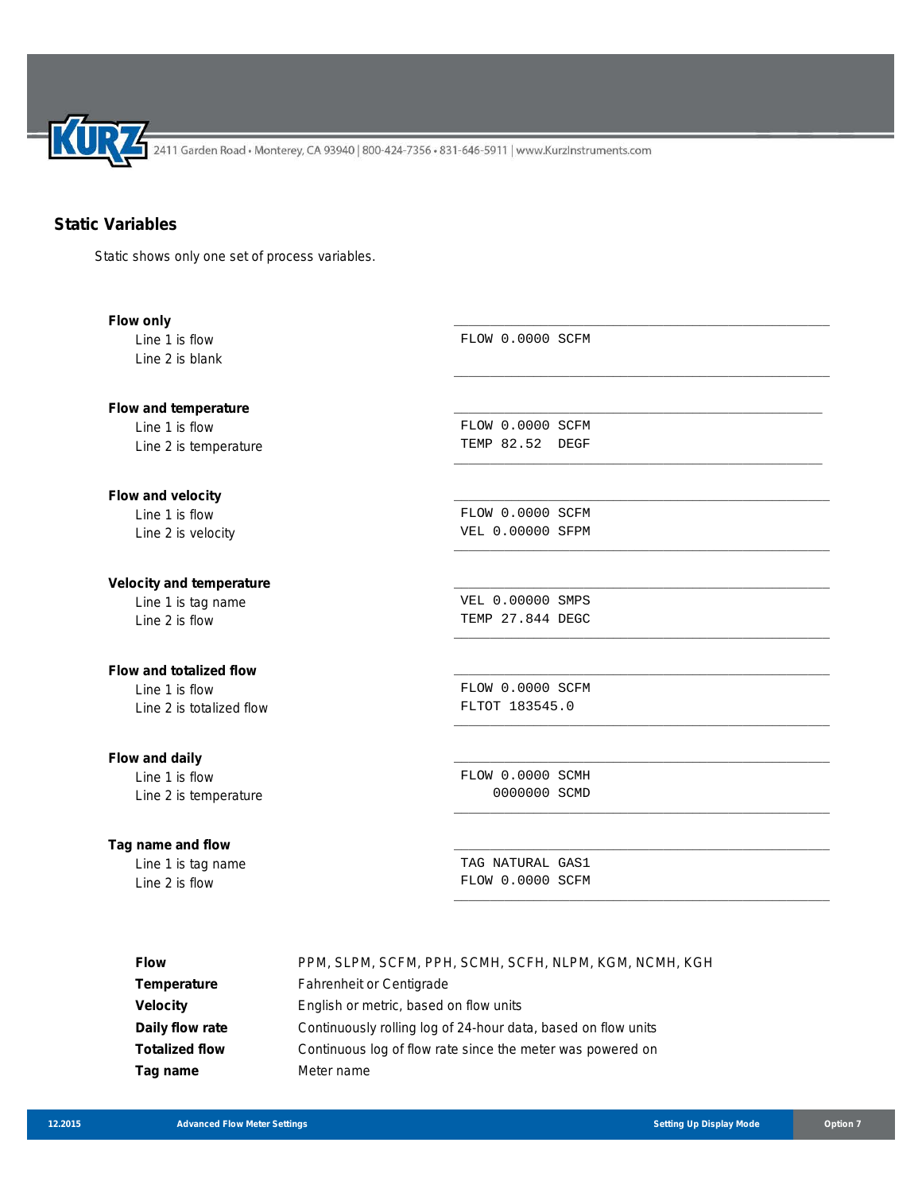## Static Variables

Static shows only one set of process variables.

**Flow only**
- Line 1 is flow
- Line 2 is blank

```
FLOW 0.0000 SCFM
```

**Flow and temperature**
- Line 1 is flow
- Line 2 is temperature

```
FLOW 0.0000 SCFM
TEMP 82.52  DEGF
```

**Flow and velocity**
- Line 1 is flow
- Line 2 is velocity

```
FLOW 0.0000 SCFM
VEL 0.00000 SFPM
```

**Velocity and temperature**
- Line 1 is tag name
- Line 2 is flow

```
VEL 0.00000 SMPS
TEMP 27.844 DEGC
```

**Flow and totalized flow**
- Line 1 is flow
- Line 2 is totalized flow

```
FLOW 0.0000 SCFM
FLTOT 183545.0
```

**Flow and daily**
- Line 1 is flow
- Line 2 is temperature

```
FLOW 0.0000 SCMH
    0000000 SCMD
```

**Tag name and flow**
- Line 1 is tag name
- Line 2 is flow

```
TAG NATURAL GAS1
FLOW 0.0000 SCFM
```

| | |
|---|---|
| **Flow** | PPM, SLPM, SCFM, PPH, SCMH, SCFH, NLPM, KGM, NCMH, KGH |
| **Temperature** | Fahrenheit or Centigrade |
| **Velocity** | English or metric, based on flow units |
| **Daily flow rate** | Continuously rolling log of 24-hour data, based on flow units |
| **Totalized flow** | Continuous log of flow rate since the meter was powered on |
| **Tag name** | Meter name |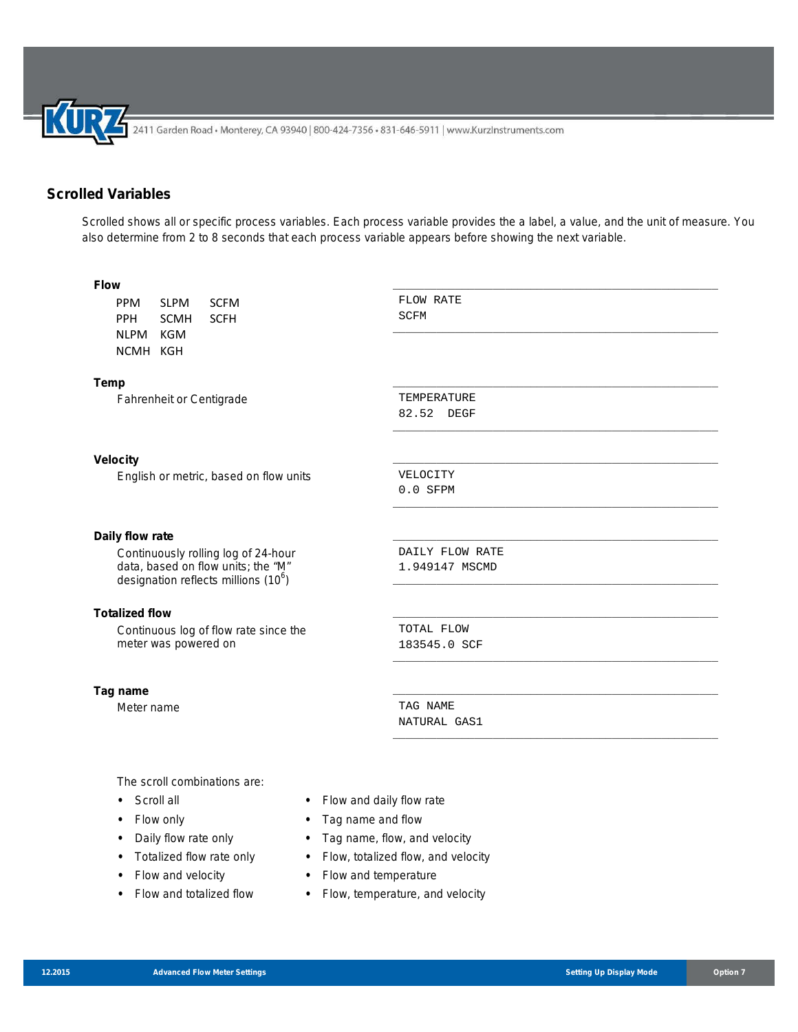## Scrolled Variables

Scrolled shows all or specific process variables. Each process variable provides the a label, a value, and the unit of measure. You also determine from 2 to 8 seconds that each process variable appears before showing the next variable.

**Flow**

| | | |
|---|---|---|
| PPM | SLPM | SCFM |
| PPH | SCMH | SCFH |
| NLPM | KGM | |
| NCMH | KGH | |

```
FLOW RATE
SCFM
```

**Temp**

Fahrenheit or Centigrade

```
TEMPERATURE
82.52  DEGF
```

**Velocity**

English or metric, based on flow units

```
VELOCITY
0.0 SFPM
```

**Daily flow rate**

Continuously rolling log of 24-hour data, based on flow units; the "M" designation reflects millions ($10^6$)

```
DAILY FLOW RATE
1.949147 MSCMD
```

**Totalized flow**

Continuous log of flow rate since the meter was powered on

```
TOTAL FLOW
183545.0 SCF
```

**Tag name**

Meter name

```
TAG NAME
NATURAL GAS1
```

The scroll combinations are:

- Scroll all
- Flow only
- Daily flow rate only
- Totalized flow rate only
- Flow and velocity
- Flow and totalized flow
- Flow and daily flow rate
- Tag name and flow
- Tag name, flow, and velocity
- Flow, totalized flow, and velocity
- Flow and temperature
- Flow, temperature, and velocity